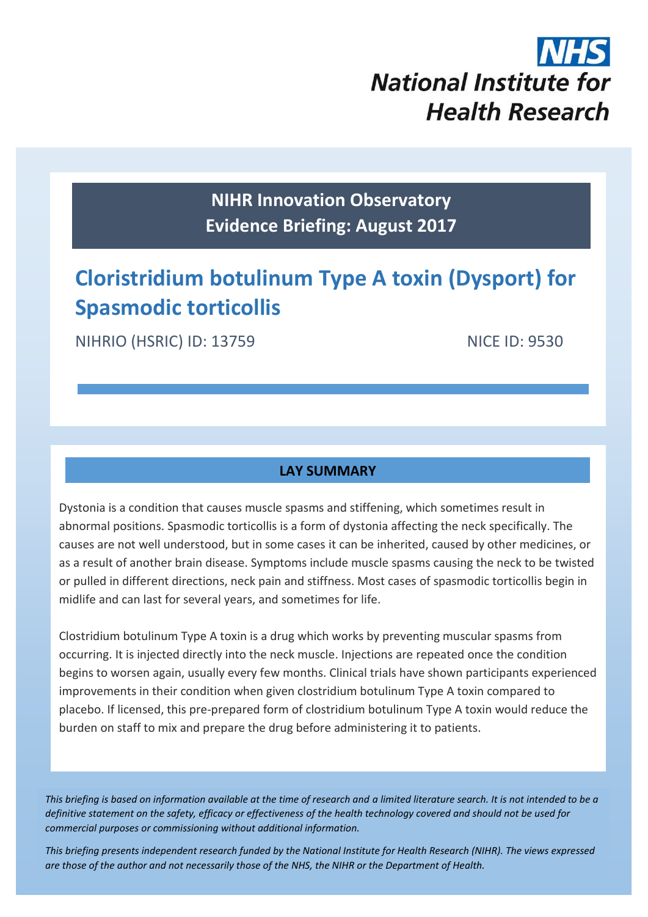NHS
National Institute for Health Research

**NIHR Innovation Observatory**
**Evidence Briefing: August 2017**

# Cloristridium botulinum Type A toxin (Dysport) for Spasmodic torticollis

NIHRIO (HSRIC) ID: 13759 NICE ID: 9530

## LAY SUMMARY

Dystonia is a condition that causes muscle spasms and stiffening, which sometimes result in abnormal positions. Spasmodic torticollis is a form of dystonia affecting the neck specifically. The causes are not well understood, but in some cases it can be inherited, caused by other medicines, or as a result of another brain disease. Symptoms include muscle spasms causing the neck to be twisted or pulled in different directions, neck pain and stiffness. Most cases of spasmodic torticollis begin in midlife and can last for several years, and sometimes for life.

Clostridium botulinum Type A toxin is a drug which works by preventing muscular spasms from occurring. It is injected directly into the neck muscle. Injections are repeated once the condition begins to worsen again, usually every few months. Clinical trials have shown participants experienced improvements in their condition when given clostridium botulinum Type A toxin compared to placebo. If licensed, this pre-prepared form of clostridium botulinum Type A toxin would reduce the burden on staff to mix and prepare the drug before administering it to patients.

*This briefing is based on information available at the time of research and a limited literature search. It is not intended to be a definitive statement on the safety, efficacy or effectiveness of the health technology covered and should not be used for commercial purposes or commissioning without additional information.*

*This briefing presents independent research funded by the National Institute for Health Research (NIHR). The views expressed are those of the author and not necessarily those of the NHS, the NIHR or the Department of Health.*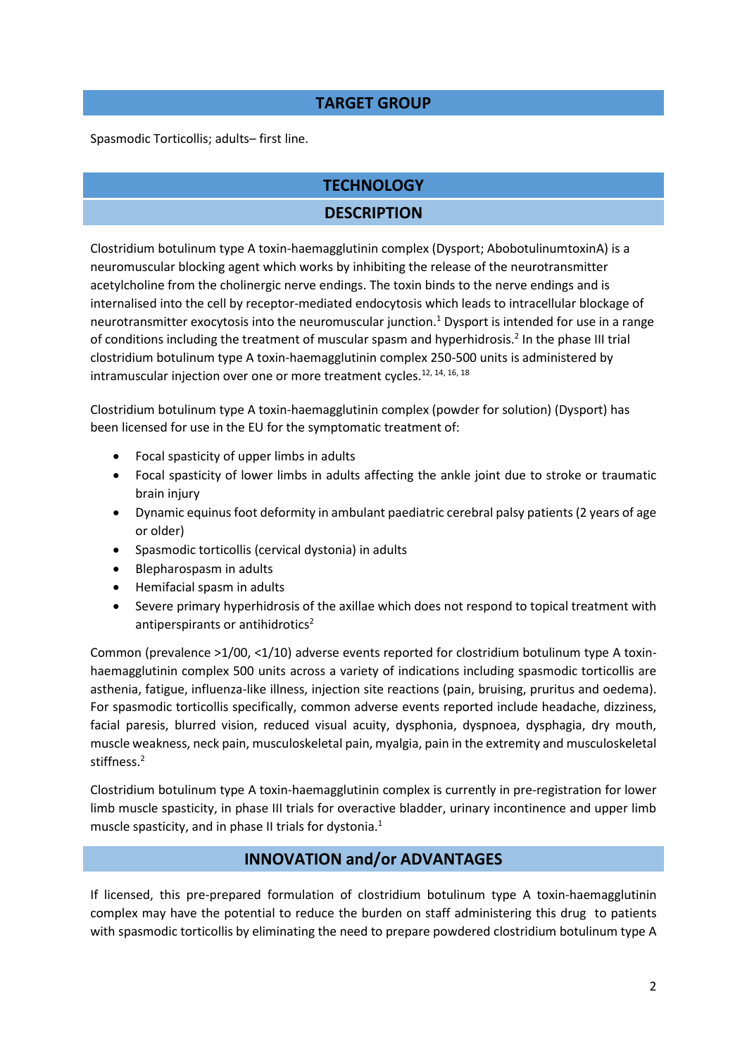## TARGET GROUP

Spasmodic Torticollis; adults– first line.

## TECHNOLOGY

### DESCRIPTION

Clostridium botulinum type A toxin-haemagglutinin complex (Dysport; AbobotulinumtoxinA) is a neuromuscular blocking agent which works by inhibiting the release of the neurotransmitter acetylcholine from the cholinergic nerve endings. The toxin binds to the nerve endings and is internalised into the cell by receptor-mediated endocytosis which leads to intracellular blockage of neurotransmitter exocytosis into the neuromuscular junction.[1] Dysport is intended for use in a range of conditions including the treatment of muscular spasm and hyperhidrosis.[2] In the phase III trial clostridium botulinum type A toxin-haemagglutinin complex 250-500 units is administered by intramuscular injection over one or more treatment cycles.[12, 14, 16, 18]

Clostridium botulinum type A toxin-haemagglutinin complex (powder for solution) (Dysport) has been licensed for use in the EU for the symptomatic treatment of:

- Focal spasticity of upper limbs in adults
- Focal spasticity of lower limbs in adults affecting the ankle joint due to stroke or traumatic brain injury
- Dynamic equinus foot deformity in ambulant paediatric cerebral palsy patients (2 years of age or older)
- Spasmodic torticollis (cervical dystonia) in adults
- Blepharospasm in adults
- Hemifacial spasm in adults
- Severe primary hyperhidrosis of the axillae which does not respond to topical treatment with antiperspirants or antihidrotics[2]

Common (prevalence >1/00, <1/10) adverse events reported for clostridium botulinum type A toxin-haemagglutinin complex 500 units across a variety of indications including spasmodic torticollis are asthenia, fatigue, influenza-like illness, injection site reactions (pain, bruising, pruritus and oedema). For spasmodic torticollis specifically, common adverse events reported include headache, dizziness, facial paresis, blurred vision, reduced visual acuity, dysphonia, dyspnoea, dysphagia, dry mouth, muscle weakness, neck pain, musculoskeletal pain, myalgia, pain in the extremity and musculoskeletal stiffness.[2]

Clostridium botulinum type A toxin-haemagglutinin complex is currently in pre-registration for lower limb muscle spasticity, in phase III trials for overactive bladder, urinary incontinence and upper limb muscle spasticity, and in phase II trials for dystonia.[1]

### INNOVATION and/or ADVANTAGES

If licensed, this pre-prepared formulation of clostridium botulinum type A toxin-haemagglutinin complex may have the potential to reduce the burden on staff administering this drug to patients with spasmodic torticollis by eliminating the need to prepare powdered clostridium botulinum type A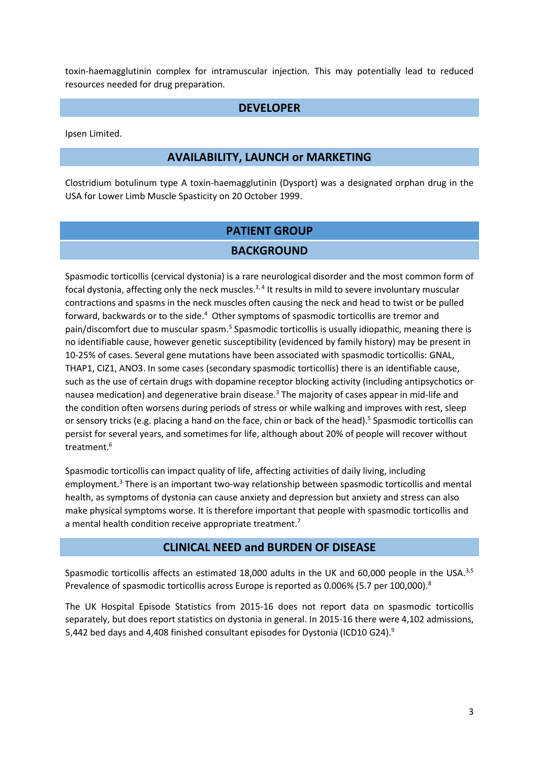toxin-haemagglutinin complex for intramuscular injection. This may potentially lead to reduced resources needed for drug preparation.

## DEVELOPER

Ipsen Limited.

## AVAILABILITY, LAUNCH or MARKETING

Clostridium botulinum type A toxin-haemagglutinin (Dysport) was a designated orphan drug in the USA for Lower Limb Muscle Spasticity on 20 October 1999.

# PATIENT GROUP

## BACKGROUND

Spasmodic torticollis (cervical dystonia) is a rare neurological disorder and the most common form of focal dystonia, affecting only the neck muscles.[3, 4] It results in mild to severe involuntary muscular contractions and spasms in the neck muscles often causing the neck and head to twist or be pulled forward, backwards or to the side.[4] Other symptoms of spasmodic torticollis are tremor and pain/discomfort due to muscular spasm.[5] Spasmodic torticollis is usually idiopathic, meaning there is no identifiable cause, however genetic susceptibility (evidenced by family history) may be present in 10-25% of cases. Several gene mutations have been associated with spasmodic torticollis: GNAL, THAP1, CIZ1, ANO3. In some cases (secondary spasmodic torticollis) there is an identifiable cause, such as the use of certain drugs with dopamine receptor blocking activity (including antipsychotics or nausea medication) and degenerative brain disease.[3] The majority of cases appear in mid-life and the condition often worsens during periods of stress or while walking and improves with rest, sleep or sensory tricks (e.g. placing a hand on the face, chin or back of the head).[5] Spasmodic torticollis can persist for several years, and sometimes for life, although about 20% of people will recover without treatment.[6]

Spasmodic torticollis can impact quality of life, affecting activities of daily living, including employment.[3] There is an important two-way relationship between spasmodic torticollis and mental health, as symptoms of dystonia can cause anxiety and depression but anxiety and stress can also make physical symptoms worse. It is therefore important that people with spasmodic torticollis and a mental health condition receive appropriate treatment.[7]

## CLINICAL NEED and BURDEN OF DISEASE

Spasmodic torticollis affects an estimated 18,000 adults in the UK and 60,000 people in the USA.[3,5] Prevalence of spasmodic torticollis across Europe is reported as 0.006% (5.7 per 100,000).[8]

The UK Hospital Episode Statistics from 2015-16 does not report data on spasmodic torticollis separately, but does report statistics on dystonia in general. In 2015-16 there were 4,102 admissions, 5,442 bed days and 4,408 finished consultant episodes for Dystonia (ICD10 G24).[9]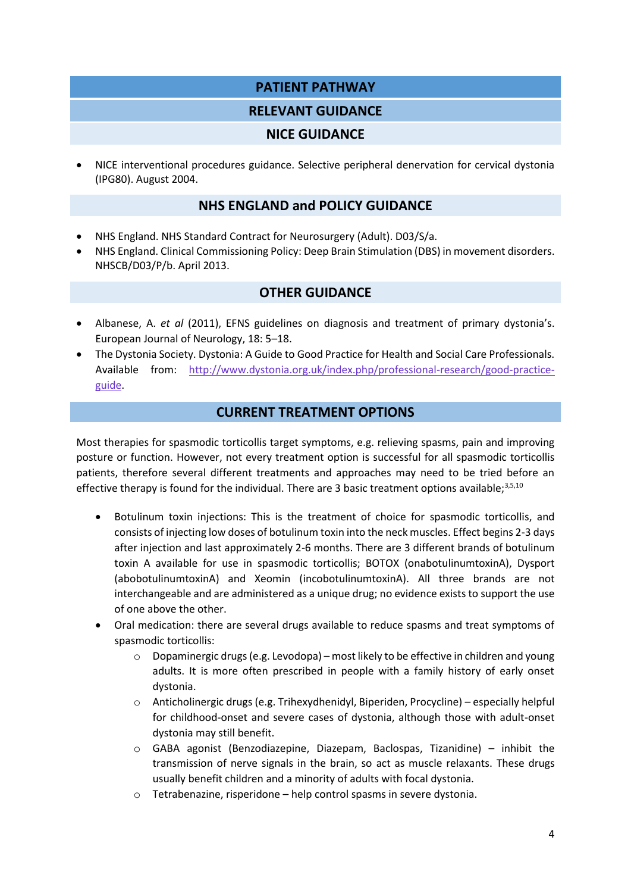## PATIENT PATHWAY

### RELEVANT GUIDANCE

### NICE GUIDANCE

- NICE interventional procedures guidance. Selective peripheral denervation for cervical dystonia (IPG80). August 2004.

### NHS ENGLAND and POLICY GUIDANCE

- NHS England. NHS Standard Contract for Neurosurgery (Adult). D03/S/a.
- NHS England. Clinical Commissioning Policy: Deep Brain Stimulation (DBS) in movement disorders. NHSCB/D03/P/b. April 2013.

### OTHER GUIDANCE

- Albanese, A. *et al* (2011), EFNS guidelines on diagnosis and treatment of primary dystonia's. European Journal of Neurology, 18: 5–18.
- The Dystonia Society. Dystonia: A Guide to Good Practice for Health and Social Care Professionals. Available from: [http://www.dystonia.org.uk/index.php/professional-research/good-practice-guide](http://www.dystonia.org.uk/index.php/professional-research/good-practice-guide).

## CURRENT TREATMENT OPTIONS

Most therapies for spasmodic torticollis target symptoms, e.g. relieving spasms, pain and improving posture or function. However, not every treatment option is successful for all spasmodic torticollis patients, therefore several different treatments and approaches may need to be tried before an effective therapy is found for the individual. There are 3 basic treatment options available;[3,5,10]

- Botulinum toxin injections: This is the treatment of choice for spasmodic torticollis, and consists of injecting low doses of botulinum toxin into the neck muscles. Effect begins 2-3 days after injection and last approximately 2-6 months. There are 3 different brands of botulinum toxin A available for use in spasmodic torticollis; BOTOX (onabotulinumtoxinA), Dysport (abobotulinumtoxinA) and Xeomin (incobotulinumtoxinA). All three brands are not interchangeable and are administered as a unique drug; no evidence exists to support the use of one above the other.
- Oral medication: there are several drugs available to reduce spasms and treat symptoms of spasmodic torticollis:
  - Dopaminergic drugs (e.g. Levodopa) – most likely to be effective in children and young adults. It is more often prescribed in people with a family history of early onset dystonia.
  - Anticholinergic drugs (e.g. Trihexydhenidyl, Biperiden, Procycline) – especially helpful for childhood-onset and severe cases of dystonia, although those with adult-onset dystonia may still benefit.
  - GABA agonist (Benzodiazepine, Diazepam, Baclospas, Tizanidine) – inhibit the transmission of nerve signals in the brain, so act as muscle relaxants. These drugs usually benefit children and a minority of adults with focal dystonia.
  - Tetrabenazine, risperidone – help control spasms in severe dystonia.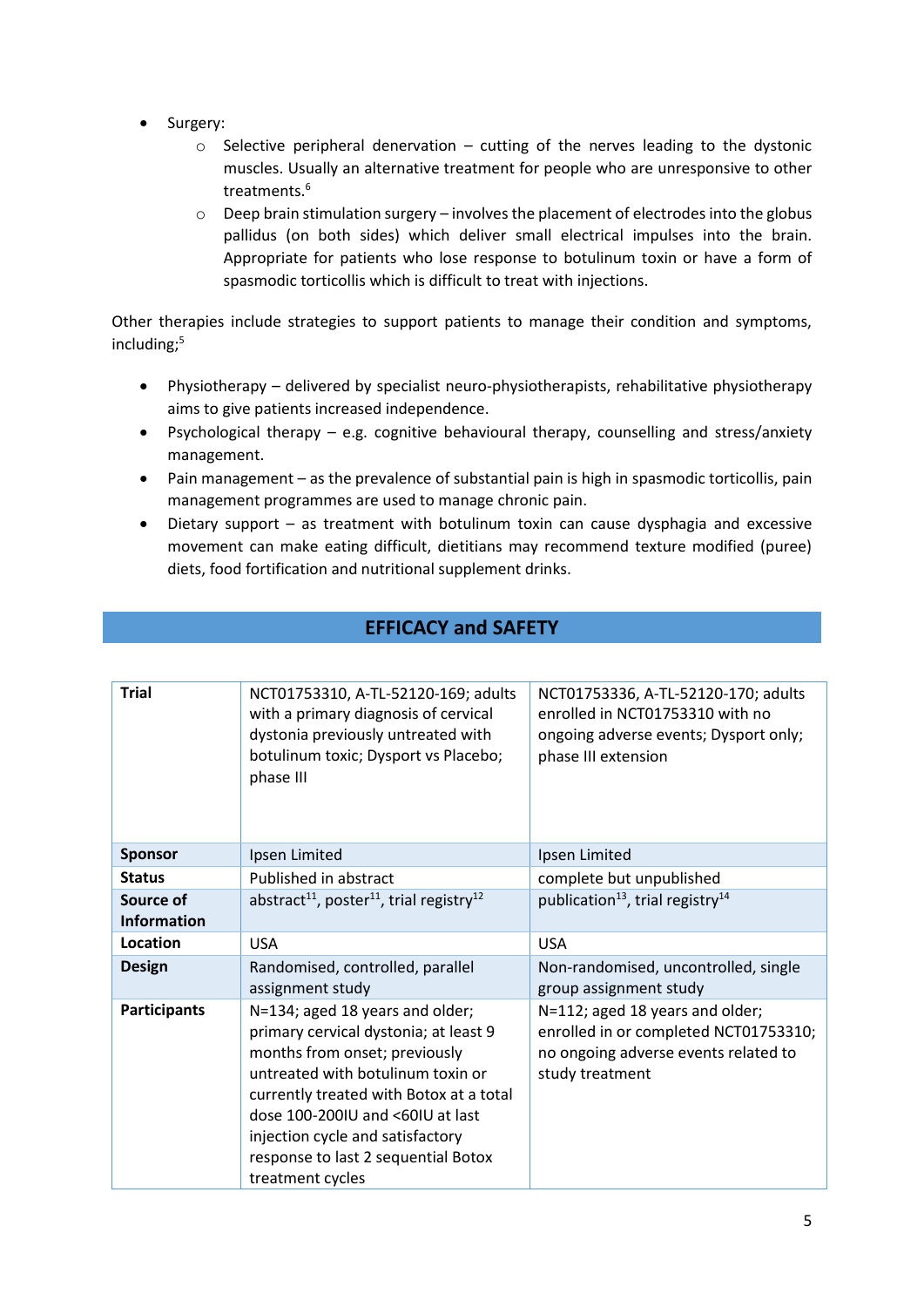- Surgery:
    - Selective peripheral denervation – cutting of the nerves leading to the dystonic muscles. Usually an alternative treatment for people who are unresponsive to other treatments.[6]
    - Deep brain stimulation surgery – involves the placement of electrodes into the globus pallidus (on both sides) which deliver small electrical impulses into the brain. Appropriate for patients who lose response to botulinum toxin or have a form of spasmodic torticollis which is difficult to treat with injections.

Other therapies include strategies to support patients to manage their condition and symptoms, including;[5]

- Physiotherapy – delivered by specialist neuro-physiotherapists, rehabilitative physiotherapy aims to give patients increased independence.
- Psychological therapy – e.g. cognitive behavioural therapy, counselling and stress/anxiety management.
- Pain management – as the prevalence of substantial pain is high in spasmodic torticollis, pain management programmes are used to manage chronic pain.
- Dietary support – as treatment with botulinum toxin can cause dysphagia and excessive movement can make eating difficult, dietitians may recommend texture modified (puree) diets, food fortification and nutritional supplement drinks.

## EFFICACY and SAFETY

| **Trial** | NCT01753310, A-TL-52120-169; adults with a primary diagnosis of cervical dystonia previously untreated with botulinum toxic; Dysport vs Placebo; phase III | NCT01753336, A-TL-52120-170; adults enrolled in NCT01753310 with no ongoing adverse events; Dysport only; phase III extension |
|---|---|---|
| **Sponsor** | Ipsen Limited | Ipsen Limited |
| **Status** | Published in abstract | complete but unpublished |
| **Source of Information** | abstract[11], poster[11], trial registry[12] | publication[13], trial registry[14] |
| **Location** | USA | USA |
| **Design** | Randomised, controlled, parallel assignment study | Non-randomised, uncontrolled, single group assignment study |
| **Participants** | N=134; aged 18 years and older; primary cervical dystonia; at least 9 months from onset; previously untreated with botulinum toxin or currently treated with Botox at a total dose 100-200IU and <60IU at last injection cycle and satisfactory response to last 2 sequential Botox treatment cycles | N=112; aged 18 years and older; enrolled in or completed NCT01753310; no ongoing adverse events related to study treatment |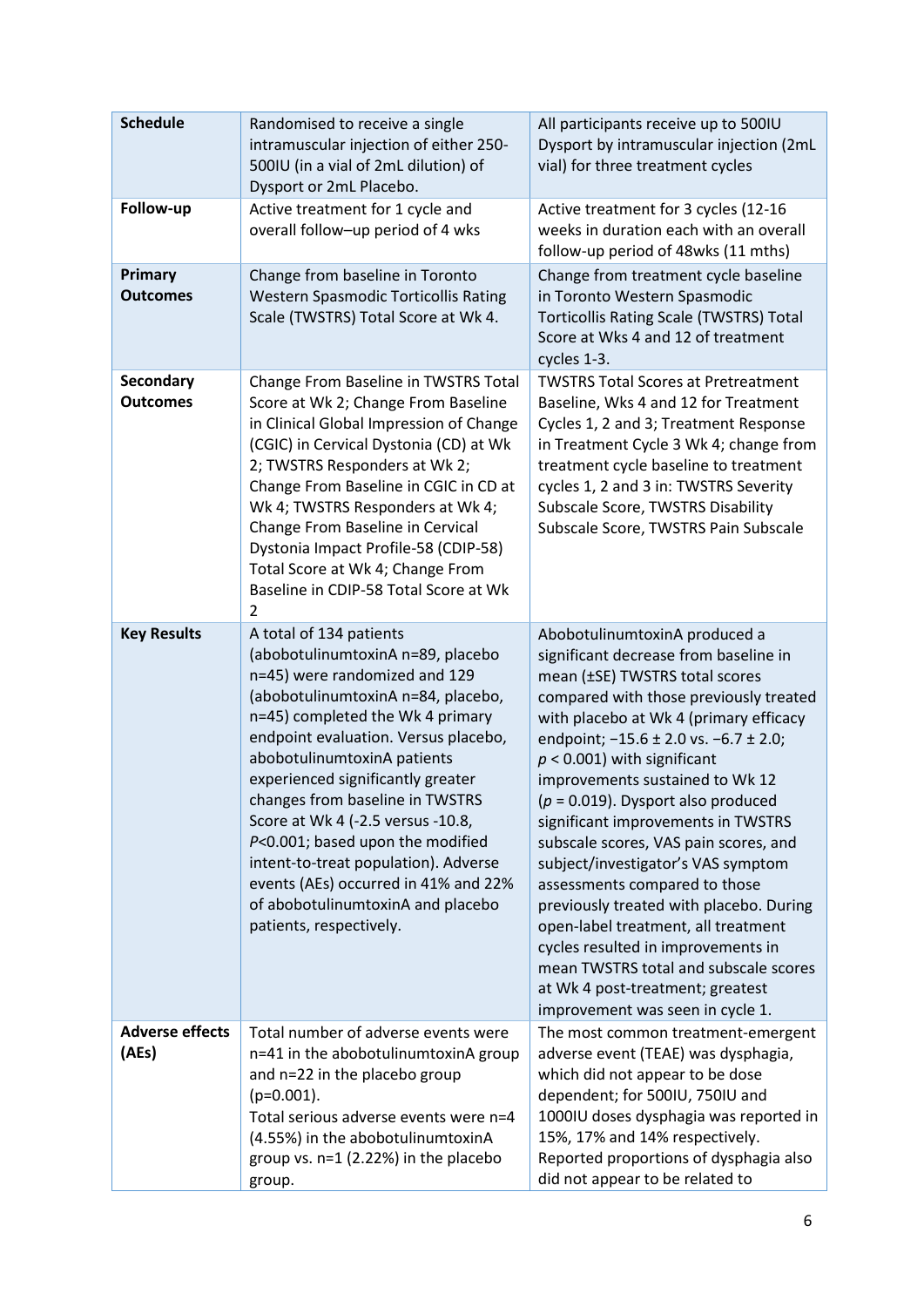| | | |
|---|---|---|
| **Schedule** | Randomised to receive a single intramuscular injection of either 250-500IU (in a vial of 2mL dilution) of Dysport or 2mL Placebo. | All participants receive up to 500IU Dysport by intramuscular injection (2mL vial) for three treatment cycles |
| **Follow-up** | Active treatment for 1 cycle and overall follow–up period of 4 wks | Active treatment for 3 cycles (12-16 weeks in duration each with an overall follow-up period of 48wks (11 mths) |
| **Primary Outcomes** | Change from baseline in Toronto Western Spasmodic Torticollis Rating Scale (TWSTRS) Total Score at Wk 4. | Change from treatment cycle baseline in Toronto Western Spasmodic Torticollis Rating Scale (TWSTRS) Total Score at Wks 4 and 12 of treatment cycles 1-3. |
| **Secondary Outcomes** | Change From Baseline in TWSTRS Total Score at Wk 2; Change From Baseline in Clinical Global Impression of Change (CGIC) in Cervical Dystonia (CD) at Wk 2; TWSTRS Responders at Wk 2; Change From Baseline in CGIC in CD at Wk 4; TWSTRS Responders at Wk 4; Change From Baseline in Cervical Dystonia Impact Profile-58 (CDIP-58) Total Score at Wk 4; Change From Baseline in CDIP-58 Total Score at Wk 2 | TWSTRS Total Scores at Pretreatment Baseline, Wks 4 and 12 for Treatment Cycles 1, 2 and 3; Treatment Response in Treatment Cycle 3 Wk 4; change from treatment cycle baseline to treatment cycles 1, 2 and 3 in: TWSTRS Severity Subscale Score, TWSTRS Disability Subscale Score, TWSTRS Pain Subscale |
| **Key Results** | A total of 134 patients (abobotulinumtoxinA n=89, placebo n=45) were randomized and 129 (abobotulinumtoxinA n=84, placebo, n=45) completed the Wk 4 primary endpoint evaluation. Versus placebo, abobotulinumtoxinA patients experienced significantly greater changes from baseline in TWSTRS Score at Wk 4 (-2.5 versus -10.8, *P*<0.001; based upon the modified intent-to-treat population). Adverse events (AEs) occurred in 41% and 22% of abobotulinumtoxinA and placebo patients, respectively. | AbobotulinumtoxinA produced a significant decrease from baseline in mean (±SE) TWSTRS total scores compared with those previously treated with placebo at Wk 4 (primary efficacy endpoint; −15.6 ± 2.0 vs. −6.7 ± 2.0; $p < 0.001$) with significant improvements sustained to Wk 12 ($p = 0.019$). Dysport also produced significant improvements in TWSTRS subscale scores, VAS pain scores, and subject/investigator's VAS symptom assessments compared to those previously treated with placebo. During open-label treatment, all treatment cycles resulted in improvements in mean TWSTRS total and subscale scores at Wk 4 post-treatment; greatest improvement was seen in cycle 1. |
| **Adverse effects (AEs)** | Total number of adverse events were n=41 in the abobotulinumtoxinA group and n=22 in the placebo group (p=0.001). Total serious adverse events were n=4 (4.55%) in the abobotulinumtoxinA group vs. n=1 (2.22%) in the placebo group. | The most common treatment-emergent adverse event (TEAE) was dysphagia, which did not appear to be dose dependent; for 500IU, 750IU and 1000IU doses dysphagia was reported in 15%, 17% and 14% respectively. Reported proportions of dysphagia also did not appear to be related to |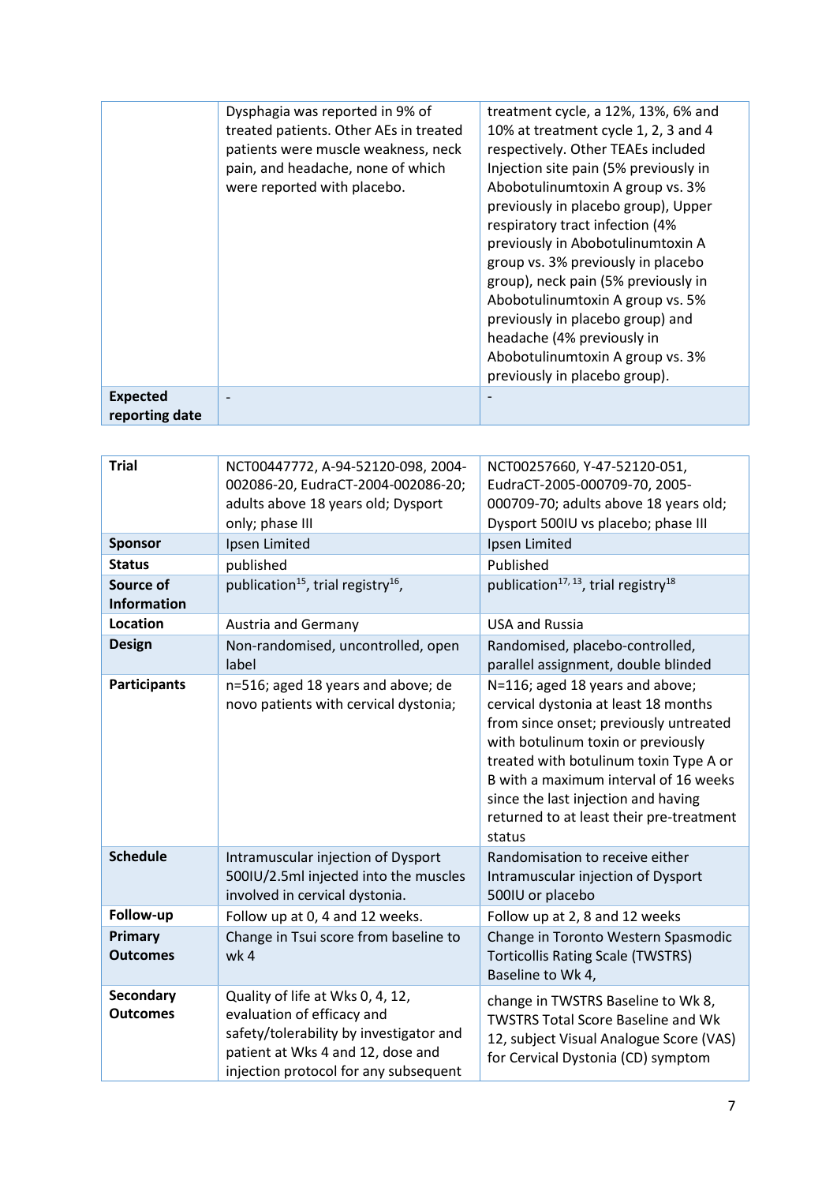| | | |
|---|---|---|
| | Dysphagia was reported in 9% of treated patients. Other AEs in treated patients were muscle weakness, neck pain, and headache, none of which were reported with placebo. | treatment cycle, a 12%, 13%, 6% and 10% at treatment cycle 1, 2, 3 and 4 respectively. Other TEAEs included Injection site pain (5% previously in Abobotulinumtoxin A group vs. 3% previously in placebo group), Upper respiratory tract infection (4% previously in Abobotulinumtoxin A group vs. 3% previously in placebo group), neck pain (5% previously in Abobotulinumtoxin A group vs. 5% previously in placebo group) and headache (4% previously in Abobotulinumtoxin A group vs. 3% previously in placebo group). |
| **Expected reporting date** | - | - |

| **Trial** | NCT00447772, A-94-52120-098, 2004-002086-20, EudraCT-2004-002086-20; adults above 18 years old; Dysport only; phase III | NCT00257660, Y-47-52120-051, EudraCT-2005-000709-70, 2005-000709-70; adults above 18 years old; Dysport 500IU vs placebo; phase III |
|---|---|---|
| **Sponsor** | Ipsen Limited | Ipsen Limited |
| **Status** | published | Published |
| **Source of Information** | publication[15], trial registry[16], | publication[17, 13], trial registry[18] |
| **Location** | Austria and Germany | USA and Russia |
| **Design** | Non-randomised, uncontrolled, open label | Randomised, placebo-controlled, parallel assignment, double blinded |
| **Participants** | n=516; aged 18 years and above; de novo patients with cervical dystonia; | N=116; aged 18 years and above; cervical dystonia at least 18 months from since onset; previously untreated with botulinum toxin or previously treated with botulinum toxin Type A or B with a maximum interval of 16 weeks since the last injection and having returned to at least their pre-treatment status |
| **Schedule** | Intramuscular injection of Dysport 500IU/2.5ml injected into the muscles involved in cervical dystonia. | Randomisation to receive either Intramuscular injection of Dysport 500IU or placebo |
| **Follow-up** | Follow up at 0, 4 and 12 weeks. | Follow up at 2, 8 and 12 weeks |
| **Primary Outcomes** | Change in Tsui score from baseline to wk 4 | Change in Toronto Western Spasmodic Torticollis Rating Scale (TWSTRS) Baseline to Wk 4, |
| **Secondary Outcomes** | Quality of life at Wks 0, 4, 12, evaluation of efficacy and safety/tolerability by investigator and patient at Wks 4 and 12, dose and injection protocol for any subsequent | change in TWSTRS Baseline to Wk 8, TWSTRS Total Score Baseline and Wk 12, subject Visual Analogue Score (VAS) for Cervical Dystonia (CD) symptom |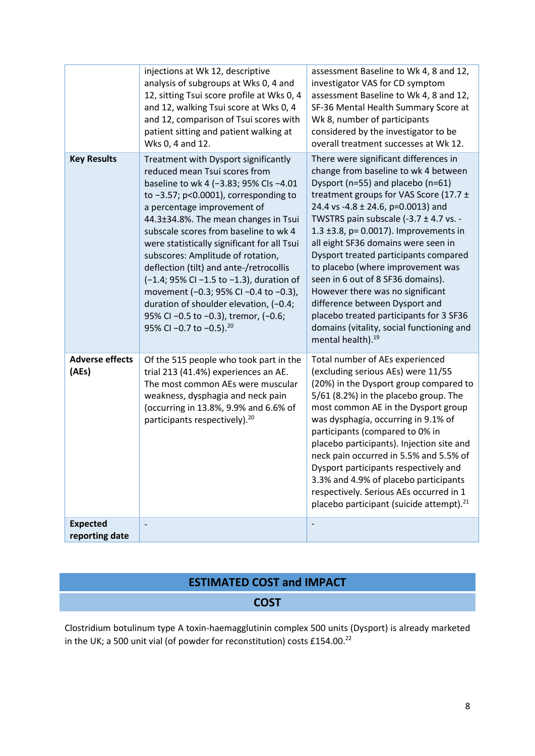| | | |
|---|---|---|
| | injections at Wk 12, descriptive analysis of subgroups at Wks 0, 4 and 12, sitting Tsui score profile at Wks 0, 4 and 12, walking Tsui score at Wks 0, 4 and 12, comparison of Tsui scores with patient sitting and patient walking at Wks 0, 4 and 12. | assessment Baseline to Wk 4, 8 and 12, investigator VAS for CD symptom assessment Baseline to Wk 4, 8 and 12, SF-36 Mental Health Summary Score at Wk 8, number of participants considered by the investigator to be overall treatment successes at Wk 12. |
| **Key Results** | Treatment with Dysport significantly reduced mean Tsui scores from baseline to wk 4 (−3.83; 95% CIs −4.01 to −3.57; p<0.0001), corresponding to a percentage improvement of 44.3±34.8%. The mean changes in Tsui subscale scores from baseline to wk 4 were statistically significant for all Tsui subscores: Amplitude of rotation, deflection (tilt) and ante-/retrocollis (−1.4; 95% CI −1.5 to −1.3), duration of movement (−0.3; 95% CI −0.4 to −0.3), duration of shoulder elevation, (−0.4; 95% CI −0.5 to −0.3), tremor, (−0.6; 95% CI −0.7 to −0.5).[20] | There were significant differences in change from baseline to wk 4 between Dysport (n=55) and placebo (n=61) treatment groups for VAS Score (17.7 ± 24.4 vs -4.8 ± 24.6, p=0.0013) and TWSTRS pain subscale (-3.7 ± 4.7 vs. -1.3 ±3.8, p= 0.0017). Improvements in all eight SF36 domains were seen in Dysport treated participants compared to placebo (where improvement was seen in 6 out of 8 SF36 domains). However there was no significant difference between Dysport and placebo treated participants for 3 SF36 domains (vitality, social functioning and mental health).[19] |
| **Adverse effects (AEs)** | Of the 515 people who took part in the trial 213 (41.4%) experiences an AE. The most common AEs were muscular weakness, dysphagia and neck pain (occurring in 13.8%, 9.9% and 6.6% of participants respectively).[20] | Total number of AEs experienced (excluding serious AEs) were 11/55 (20%) in the Dysport group compared to 5/61 (8.2%) in the placebo group. The most common AE in the Dysport group was dysphagia, occurring in 9.1% of participants (compared to 0% in placebo participants). Injection site and neck pain occurred in 5.5% and 5.5% of Dysport participants respectively and 3.3% and 4.9% of placebo participants respectively. Serious AEs occurred in 1 placebo participant (suicide attempt).[21] |
| **Expected reporting date** | - | - |

## ESTIMATED COST and IMPACT

### COST

Clostridium botulinum type A toxin-haemagglutinin complex 500 units (Dysport) is already marketed in the UK; a 500 unit vial (of powder for reconstitution) costs £154.00.[22]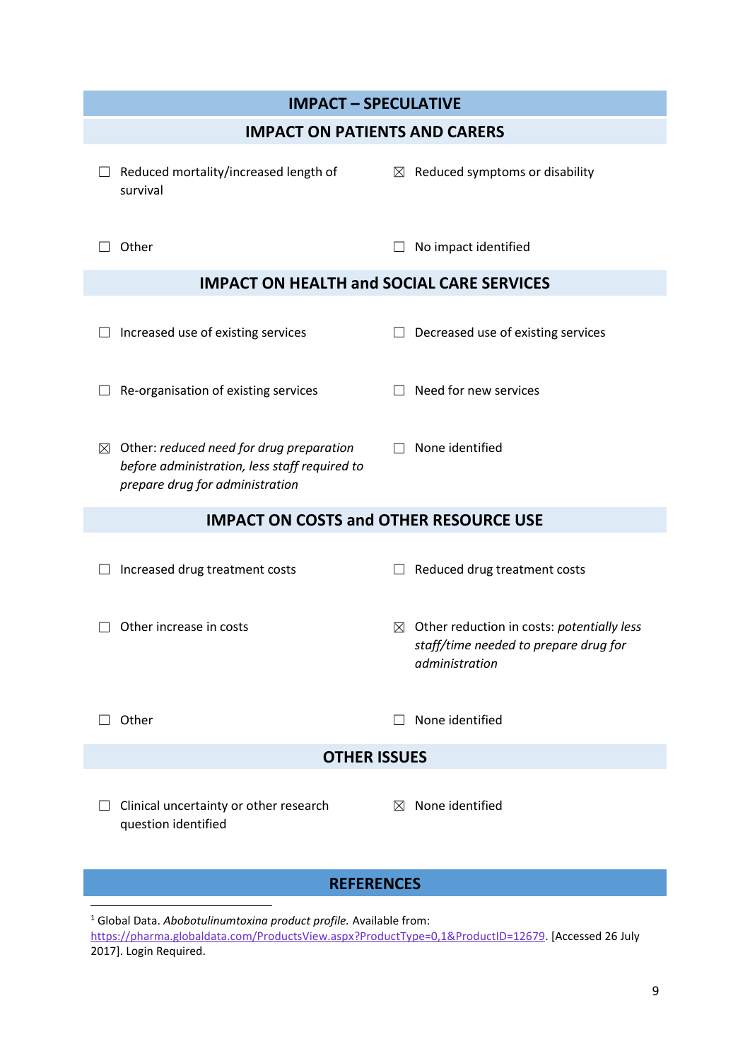## IMPACT – SPECULATIVE

### IMPACT ON PATIENTS AND CARERS

☐ Reduced mortality/increased length of survival

☒ Reduced symptoms or disability

☐ Other

☐ No impact identified

### IMPACT ON HEALTH and SOCIAL CARE SERVICES

☐ Increased use of existing services

☐ Decreased use of existing services

☐ Re-organisation of existing services

☐ Need for new services

☒ Other: *reduced need for drug preparation before administration, less staff required to prepare drug for administration*

☐ None identified

### IMPACT ON COSTS and OTHER RESOURCE USE

☐ Increased drug treatment costs

☐ Reduced drug treatment costs

☐ Other increase in costs

☒ Other reduction in costs: *potentially less staff/time needed to prepare drug for administration*

☐ Other

☐ None identified

### OTHER ISSUES

☐ Clinical uncertainty or other research question identified

☒ None identified

## REFERENCES

[1] Global Data. *Abobotulinumtoxina product profile.* Available from: https://pharma.globaldata.com/ProductsView.aspx?ProductType=0,1&ProductID=12679. [Accessed 26 July 2017]. Login Required.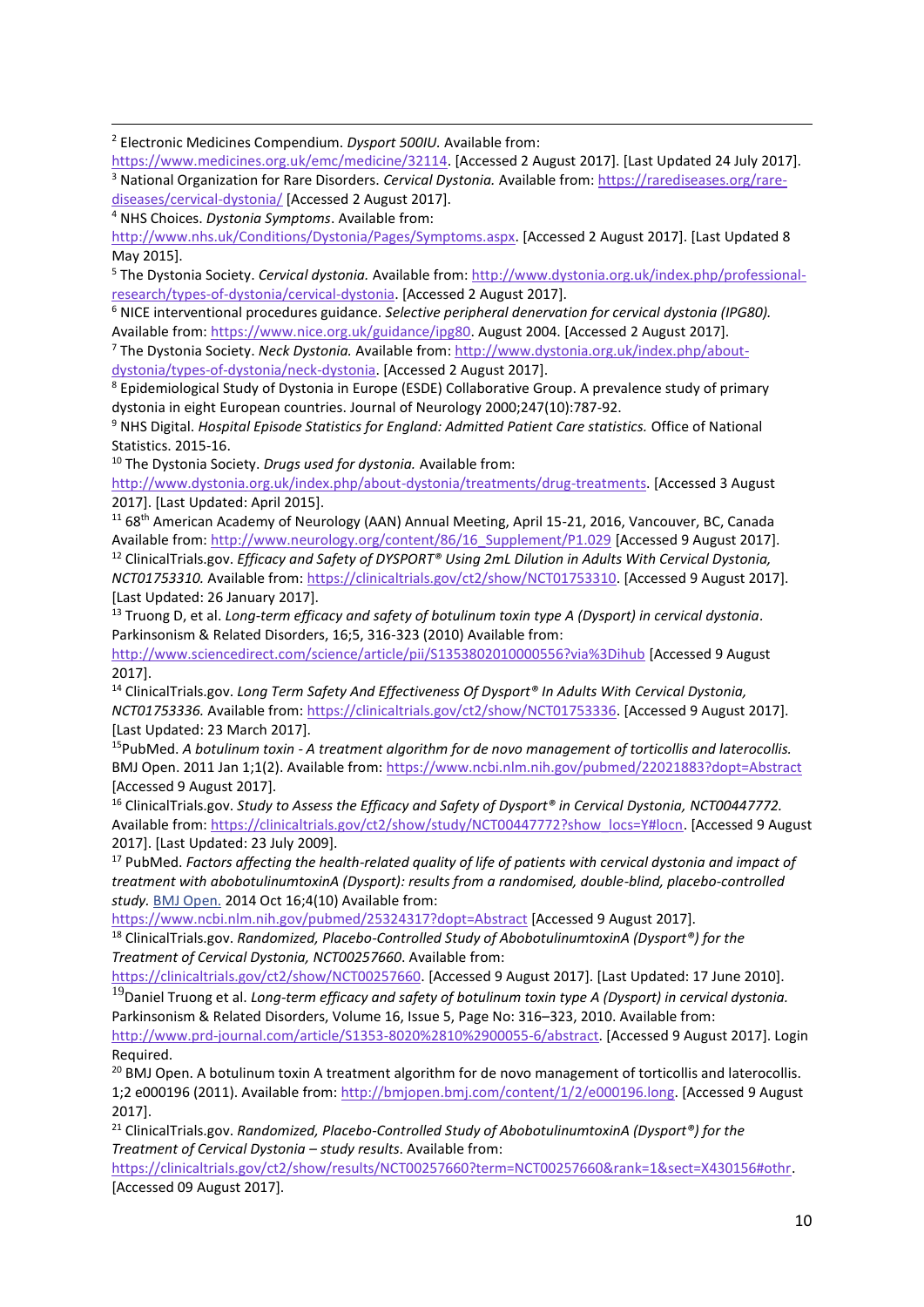[2] Electronic Medicines Compendium. *Dysport 500IU.* Available from: https://www.medicines.org.uk/emc/medicine/32114. [Accessed 2 August 2017]. [Last Updated 24 July 2017].

[3] National Organization for Rare Disorders. *Cervical Dystonia.* Available from: https://rarediseases.org/rare-diseases/cervical-dystonia/ [Accessed 2 August 2017].

[4] NHS Choices. *Dystonia Symptoms*. Available from: http://www.nhs.uk/Conditions/Dystonia/Pages/Symptoms.aspx. [Accessed 2 August 2017]. [Last Updated 8 May 2015].

[5] The Dystonia Society. *Cervical dystonia.* Available from: http://www.dystonia.org.uk/index.php/professional-research/types-of-dystonia/cervical-dystonia. [Accessed 2 August 2017].

[6] NICE interventional procedures guidance. *Selective peripheral denervation for cervical dystonia (IPG80).* Available from: https://www.nice.org.uk/guidance/ipg80. August 2004. [Accessed 2 August 2017].

[7] The Dystonia Society. *Neck Dystonia.* Available from: http://www.dystonia.org.uk/index.php/about-dystonia/types-of-dystonia/neck-dystonia. [Accessed 2 August 2017].

[8] Epidemiological Study of Dystonia in Europe (ESDE) Collaborative Group. A prevalence study of primary dystonia in eight European countries. Journal of Neurology 2000;247(10):787-92.

[9] NHS Digital. *Hospital Episode Statistics for England: Admitted Patient Care statistics.* Office of National Statistics. 2015-16.

[10] The Dystonia Society. *Drugs used for dystonia.* Available from: http://www.dystonia.org.uk/index.php/about-dystonia/treatments/drug-treatments. [Accessed 3 August 2017]. [Last Updated: April 2015].

[11] 68th American Academy of Neurology (AAN) Annual Meeting, April 15-21, 2016, Vancouver, BC, Canada Available from: http://www.neurology.org/content/86/16_Supplement/P1.029 [Accessed 9 August 2017].

[12] ClinicalTrials.gov. *Efficacy and Safety of DYSPORT® Using 2mL Dilution in Adults With Cervical Dystonia, NCT01753310.* Available from: https://clinicaltrials.gov/ct2/show/NCT01753310. [Accessed 9 August 2017]. [Last Updated: 26 January 2017].

[13] Truong D, et al. *Long-term efficacy and safety of botulinum toxin type A (Dysport) in cervical dystonia*. Parkinsonism & Related Disorders, 16;5, 316-323 (2010) Available from: http://www.sciencedirect.com/science/article/pii/S1353802010000556?via%3Dihub [Accessed 9 August 2017].

[14] ClinicalTrials.gov. *Long Term Safety And Effectiveness Of Dysport® In Adults With Cervical Dystonia, NCT01753336.* Available from: https://clinicaltrials.gov/ct2/show/NCT01753336. [Accessed 9 August 2017]. [Last Updated: 23 March 2017].

[15] PubMed. *A botulinum toxin - A treatment algorithm for de novo management of torticollis and laterocollis.* BMJ Open. 2011 Jan 1;1(2). Available from: https://www.ncbi.nlm.nih.gov/pubmed/22021883?dopt=Abstract [Accessed 9 August 2017].

[16] ClinicalTrials.gov. *Study to Assess the Efficacy and Safety of Dysport® in Cervical Dystonia, NCT00447772.* Available from: https://clinicaltrials.gov/ct2/show/study/NCT00447772?show_locs=Y#locn. [Accessed 9 August 2017]. [Last Updated: 23 July 2009].

[17] PubMed. *Factors affecting the health-related quality of life of patients with cervical dystonia and impact of treatment with abobotulinumtoxinA (Dysport): results from a randomised, double-blind, placebo-controlled study.* BMJ Open. 2014 Oct 16;4(10) Available from: https://www.ncbi.nlm.nih.gov/pubmed/25324317?dopt=Abstract [Accessed 9 August 2017].

[18] ClinicalTrials.gov. *Randomized, Placebo-Controlled Study of AbobotulinumtoxinA (Dysport®) for the Treatment of Cervical Dystonia, NCT00257660*. Available from: https://clinicaltrials.gov/ct2/show/NCT00257660. [Accessed 9 August 2017]. [Last Updated: 17 June 2010].

[19] Daniel Truong et al. *Long-term efficacy and safety of botulinum toxin type A (Dysport) in cervical dystonia.* Parkinsonism & Related Disorders, Volume 16, Issue 5, Page No: 316–323, 2010. Available from: http://www.prd-journal.com/article/S1353-8020%2810%2900055-6/abstract. [Accessed 9 August 2017]. Login Required.

[20] BMJ Open. A botulinum toxin A treatment algorithm for de novo management of torticollis and laterocollis. 1;2 e000196 (2011). Available from: http://bmjopen.bmj.com/content/1/2/e000196.long. [Accessed 9 August 2017].

[21] ClinicalTrials.gov. *Randomized, Placebo-Controlled Study of AbobotulinumtoxinA (Dysport®) for the Treatment of Cervical Dystonia – study results*. Available from: https://clinicaltrials.gov/ct2/show/results/NCT00257660?term=NCT00257660&rank=1&sect=X430156#othr. [Accessed 09 August 2017].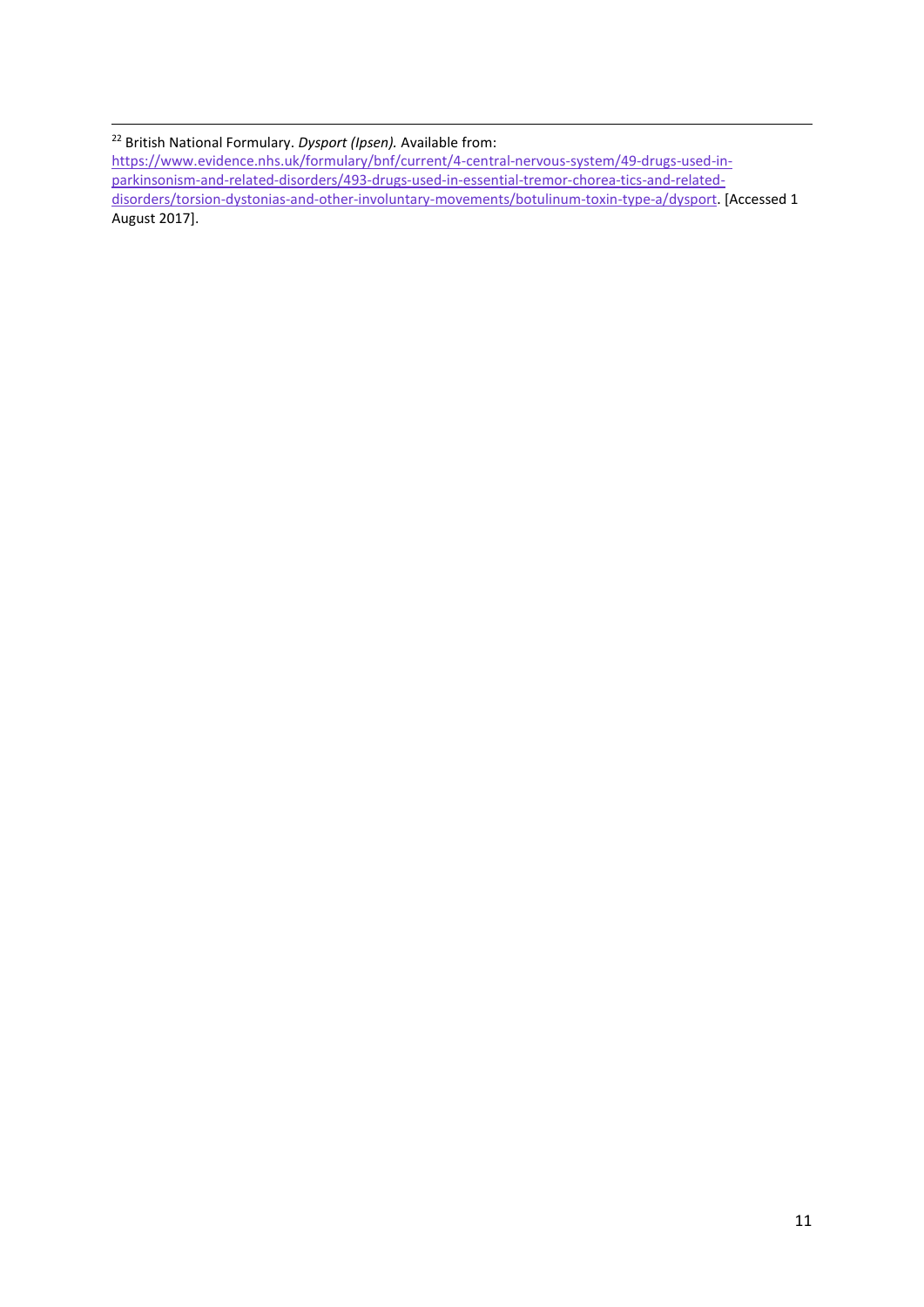[22] British National Formulary. *Dysport (Ipsen).* Available from: [https://www.evidence.nhs.uk/formulary/bnf/current/4-central-nervous-system/49-drugs-used-in-parkinsonism-and-related-disorders/493-drugs-used-in-essential-tremor-chorea-tics-and-related-disorders/torsion-dystonias-and-other-involuntary-movements/botulinum-toxin-type-a/dysport](https://www.evidence.nhs.uk/formulary/bnf/current/4-central-nervous-system/49-drugs-used-in-parkinsonism-and-related-disorders/493-drugs-used-in-essential-tremor-chorea-tics-and-related-disorders/torsion-dystonias-and-other-involuntary-movements/botulinum-toxin-type-a/dysport). [Accessed 1 August 2017].